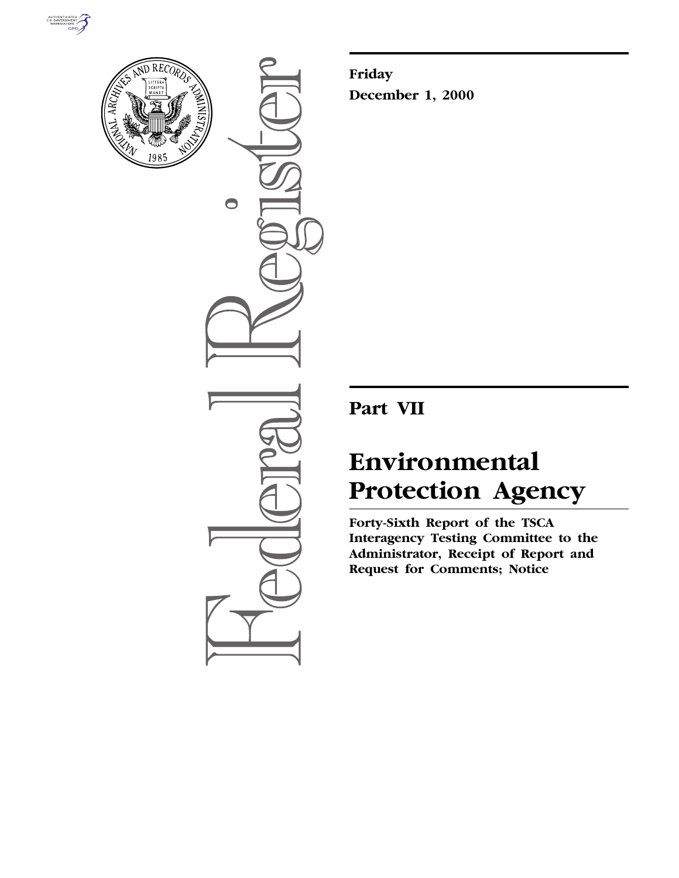**Friday**

**December 1, 2000**

# Part VII

# Environmental Protection Agency

**Forty-Sixth Report of the TSCA Interagency Testing Committee to the Administrator, Receipt of Report and Request for Comments; Notice**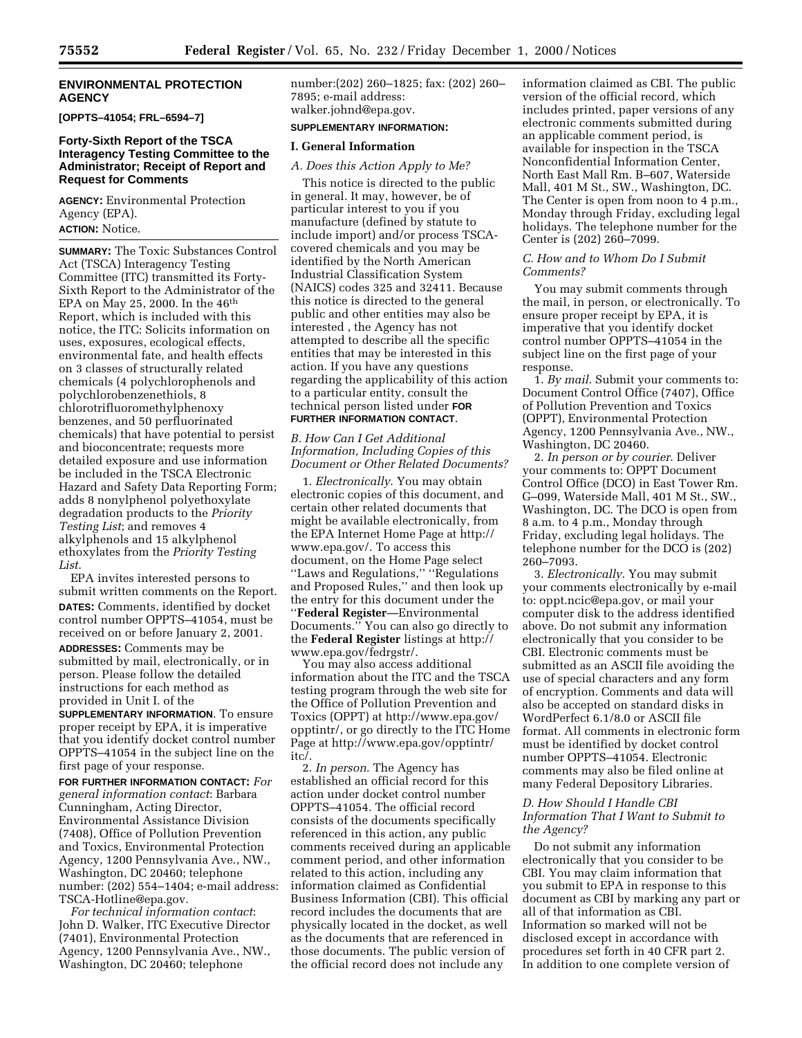## ENVIRONMENTAL PROTECTION AGENCY

**[OPPTS–41054; FRL–6594–7]**

## Forty-Sixth Report of the TSCA Interagency Testing Committee to the Administrator; Receipt of Report and Request for Comments

**AGENCY:** Environmental Protection Agency (EPA).

**ACTION:** Notice.

**SUMMARY:** The Toxic Substances Control Act (TSCA) Interagency Testing Committee (ITC) transmitted its Forty-Sixth Report to the Administrator of the EPA on May 25, 2000. In the 46th Report, which is included with this notice, the ITC: Solicits information on uses, exposures, ecological effects, environmental fate, and health effects on 3 classes of structurally related chemicals (4 polychlorophenols and polychlorobenzenethiols, 8 chlorotrifluoromethylphenoxy benzenes, and 50 perfluorinated chemicals) that have potential to persist and bioconcentrate; requests more detailed exposure and use information be included in the TSCA Electronic Hazard and Safety Data Reporting Form; adds 8 nonylphenol polyethoxylate degradation products to the *Priority Testing List*; and removes 4 alkylphenols and 15 alkylphenol ethoxylates from the *Priority Testing List*.

EPA invites interested persons to submit written comments on the Report.

**DATES:** Comments, identified by docket control number OPPTS–41054, must be received on or before January 2, 2001.

**ADDRESSES:** Comments may be submitted by mail, electronically, or in person. Please follow the detailed instructions for each method as provided in Unit I. of the **SUPPLEMENTARY INFORMATION**. To ensure proper receipt by EPA, it is imperative that you identify docket control number OPPTS–41054 in the subject line on the first page of your response.

**FOR FURTHER INFORMATION CONTACT:** *For general information contact*: Barbara Cunningham, Acting Director, Environmental Assistance Division (7408), Office of Pollution Prevention and Toxics, Environmental Protection Agency, 1200 Pennsylvania Ave., NW., Washington, DC 20460; telephone number: (202) 554–1404; e-mail address: TSCA-Hotline@epa.gov.

*For technical information contact*: John D. Walker, ITC Executive Director (7401), Environmental Protection Agency, 1200 Pennsylvania Ave., NW., Washington, DC 20460; telephone number:(202) 260–1825; fax: (202) 260–7895; e-mail address: walker.johnd@epa.gov.

**SUPPLEMENTARY INFORMATION:**

### I. General Information

#### *A. Does this Action Apply to Me?*

This notice is directed to the public in general. It may, however, be of particular interest to you if you manufacture (defined by statute to include import) and/or process TSCA-covered chemicals and you may be identified by the North American Industrial Classification System (NAICS) codes 325 and 32411. Because this notice is directed to the general public and other entities may also be interested , the Agency has not attempted to describe all the specific entities that may be interested in this action. If you have any questions regarding the applicability of this action to a particular entity, consult the technical person listed under **FOR FURTHER INFORMATION CONTACT**.

#### *B. How Can I Get Additional Information, Including Copies of this Document or Other Related Documents?*

1. *Electronically*. You may obtain electronic copies of this document, and certain other related documents that might be available electronically, from the EPA Internet Home Page at http://www.epa.gov/. To access this document, on the Home Page select ''Laws and Regulations,'' ''Regulations and Proposed Rules,'' and then look up the entry for this document under the ''**Federal Register**—Environmental Documents.'' You can also go directly to the **Federal Register** listings at http://www.epa.gov/fedrgstr/.

You may also access additional information about the ITC and the TSCA testing program through the web site for the Office of Pollution Prevention and Toxics (OPPT) at http://www.epa.gov/opptintr/, or go directly to the ITC Home Page at http://www.epa.gov/opptintr/itc/.

2. *In person*. The Agency has established an official record for this action under docket control number OPPTS–41054. The official record consists of the documents specifically referenced in this action, any public comments received during an applicable comment period, and other information related to this action, including any information claimed as Confidential Business Information (CBI). This official record includes the documents that are physically located in the docket, as well as the documents that are referenced in those documents. The public version of the official record does not include any information claimed as CBI. The public version of the official record, which includes printed, paper versions of any electronic comments submitted during an applicable comment period, is available for inspection in the TSCA Nonconfidential Information Center, North East Mall Rm. B–607, Waterside Mall, 401 M St., SW., Washington, DC. The Center is open from noon to 4 p.m., Monday through Friday, excluding legal holidays. The telephone number for the Center is (202) 260–7099.

#### *C. How and to Whom Do I Submit Comments?*

You may submit comments through the mail, in person, or electronically. To ensure proper receipt by EPA, it is imperative that you identify docket control number OPPTS–41054 in the subject line on the first page of your response.

1. *By mail*. Submit your comments to: Document Control Office (7407), Office of Pollution Prevention and Toxics (OPPT), Environmental Protection Agency, 1200 Pennsylvania Ave., NW., Washington, DC 20460.

2. *In person or by courier*. Deliver your comments to: OPPT Document Control Office (DCO) in East Tower Rm. G–099, Waterside Mall, 401 M St., SW., Washington, DC. The DCO is open from 8 a.m. to 4 p.m., Monday through Friday, excluding legal holidays. The telephone number for the DCO is (202) 260–7093.

3. *Electronically*. You may submit your comments electronically by e-mail to: oppt.ncic@epa.gov, or mail your computer disk to the address identified above. Do not submit any information electronically that you consider to be CBI. Electronic comments must be submitted as an ASCII file avoiding the use of special characters and any form of encryption. Comments and data will also be accepted on standard disks in WordPerfect 6.1/8.0 or ASCII file format. All comments in electronic form must be identified by docket control number OPPTS–41054. Electronic comments may also be filed online at many Federal Depository Libraries.

#### *D. How Should I Handle CBI Information That I Want to Submit to the Agency?*

Do not submit any information electronically that you consider to be CBI. You may claim information that you submit to EPA in response to this document as CBI by marking any part or all of that information as CBI. Information so marked will not be disclosed except in accordance with procedures set forth in 40 CFR part 2. In addition to one complete version of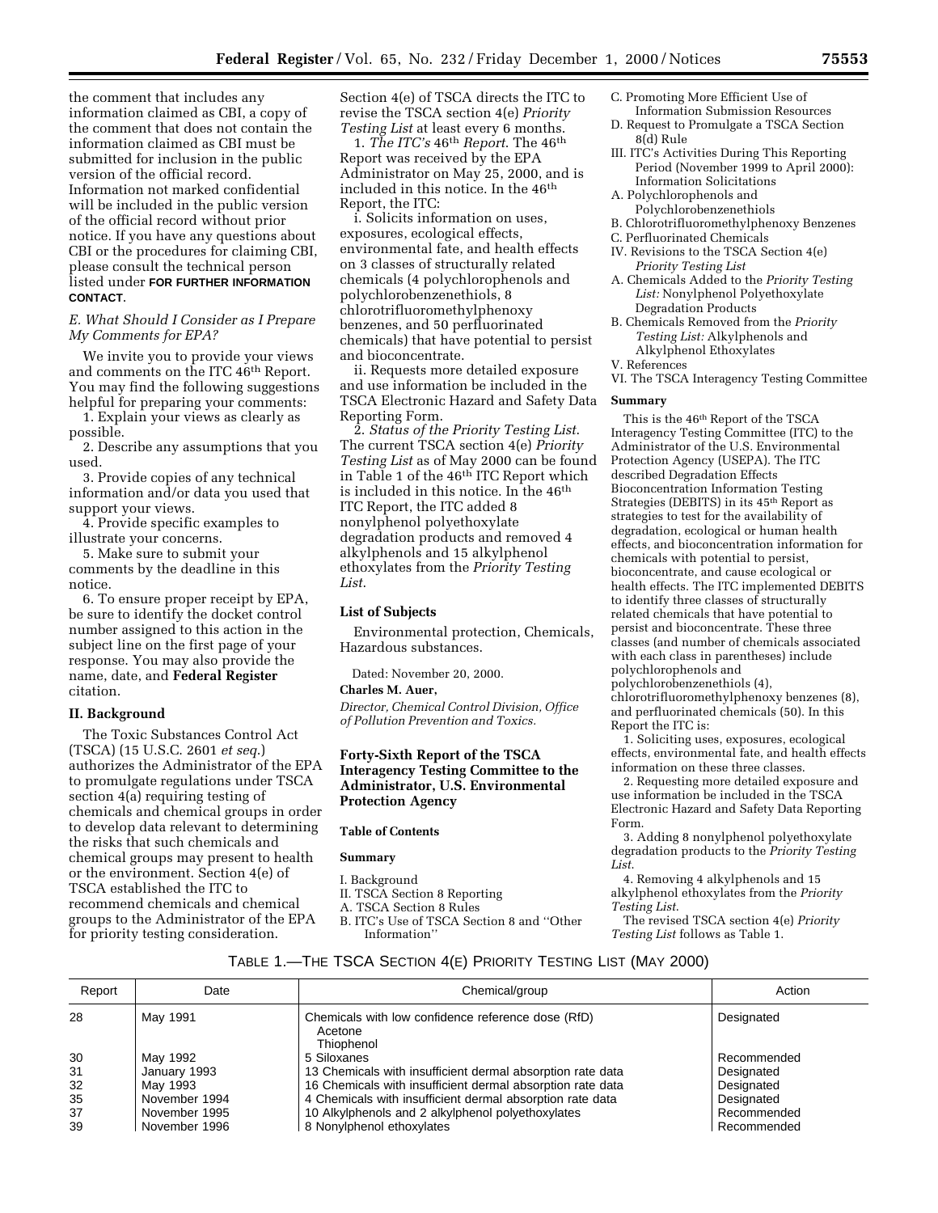the comment that includes any information claimed as CBI, a copy of the comment that does not contain the information claimed as CBI must be submitted for inclusion in the public version of the official record. Information not marked confidential will be included in the public version of the official record without prior notice. If you have any questions about CBI or the procedures for claiming CBI, please consult the technical person listed under **FOR FURTHER INFORMATION CONTACT**.

### *E. What Should I Consider as I Prepare My Comments for EPA?*

We invite you to provide your views and comments on the ITC 46th Report. You may find the following suggestions helpful for preparing your comments:

1. Explain your views as clearly as possible.

2. Describe any assumptions that you used.

3. Provide copies of any technical information and/or data you used that support your views.

4. Provide specific examples to illustrate your concerns.

5. Make sure to submit your comments by the deadline in this notice.

6. To ensure proper receipt by EPA, be sure to identify the docket control number assigned to this action in the subject line on the first page of your response. You may also provide the name, date, and **Federal Register** citation.

## II. Background

The Toxic Substances Control Act (TSCA) (15 U.S.C. 2601 *et seq.*) authorizes the Administrator of the EPA to promulgate regulations under TSCA section 4(a) requiring testing of chemicals and chemical groups in order to develop data relevant to determining the risks that such chemicals and chemical groups may present to health or the environment. Section 4(e) of TSCA established the ITC to recommend chemicals and chemical groups to the Administrator of the EPA for priority testing consideration. Section 4(e) of TSCA directs the ITC to revise the TSCA section 4(e) *Priority Testing List* at least every 6 months.

1. *The ITC's* 46th *Report*. The 46th Report was received by the EPA Administrator on May 25, 2000, and is included in this notice. In the 46th Report, the ITC:

i. Solicits information on uses, exposures, ecological effects, environmental fate, and health effects on 3 classes of structurally related chemicals (4 polychlorophenols and polychlorobenzenethiols, 8 chlorotrifluoromethylphenoxy benzenes, and 50 perfluorinated chemicals) that have potential to persist and bioconcentrate.

ii. Requests more detailed exposure and use information be included in the TSCA Electronic Hazard and Safety Data Reporting Form.

2. *Status of the Priority Testing List*. The current TSCA section 4(e) *Priority Testing List* as of May 2000 can be found in Table 1 of the 46th ITC Report which is included in this notice. In the 46th ITC Report, the ITC added 8 nonylphenol polyethoxylate degradation products and removed 4 alkylphenols and 15 alkylphenol ethoxylates from the *Priority Testing List*.

## List of Subjects

Environmental protection, Chemicals, Hazardous substances.

Dated: November 20, 2000.

**Charles M. Auer,**

*Director, Chemical Control Division, Office of Pollution Prevention and Toxics.*

# Forty-Sixth Report of the TSCA Interagency Testing Committee to the Administrator, U.S. Environmental Protection Agency

## Table of Contents

**Summary**

I. Background
II. TSCA Section 8 Reporting
A. TSCA Section 8 Rules
B. ITC's Use of TSCA Section 8 and "Other Information"
C. Promoting More Efficient Use of Information Submission Resources
D. Request to Promulgate a TSCA Section 8(d) Rule
III. ITC's Activities During This Reporting Period (November 1999 to April 2000): Information Solicitations
A. Polychlorophenols and Polychlorobenzenethiols
B. Chlorotrifluoromethylphenoxy Benzenes
C. Perfluorinated Chemicals
IV. Revisions to the TSCA Section 4(e) *Priority Testing List*
A. Chemicals Added to the *Priority Testing List:* Nonylphenol Polyethoxylate Degradation Products
B. Chemicals Removed from the *Priority Testing List:* Alkylphenols and Alkylphenol Ethoxylates
V. References
VI. The TSCA Interagency Testing Committee

## Summary

This is the 46th Report of the TSCA Interagency Testing Committee (ITC) to the Administrator of the U.S. Environmental Protection Agency (USEPA). The ITC described Degradation Effects Bioconcentration Information Testing Strategies (DEBITS) in its 45th Report as strategies to test for the availability of degradation, ecological or human health effects, and bioconcentration information for chemicals with potential to persist, bioconcentrate, and cause ecological or health effects. The ITC implemented DEBITS to identify three classes of structurally related chemicals that have potential to persist and bioconcentrate. These three classes (and number of chemicals associated with each class in parentheses) include polychlorophenols and polychlorobenzenethiols (4), chlorotrifluoromethylphenoxy benzenes (8), and perfluorinated chemicals (50). In this Report the ITC is:

1. Soliciting uses, exposures, ecological effects, environmental fate, and health effects information on these three classes.

2. Requesting more detailed exposure and use information be included in the TSCA Electronic Hazard and Safety Data Reporting Form.

3. Adding 8 nonylphenol polyethoxylate degradation products to the *Priority Testing List*.

4. Removing 4 alkylphenols and 15 alkylphenol ethoxylates from the *Priority Testing List*.

The revised TSCA section 4(e) *Priority Testing List* follows as Table 1.

TABLE 1.—THE TSCA SECTION 4(E) PRIORITY TESTING LIST (MAY 2000)

| Report | Date | Chemical/group | Action |
|---|---|---|---|
| 28 | May 1991 | Chemicals with low confidence reference dose (RfD)<br>Acetone<br>Thiophenol | Designated |
| 30 | May 1992 | 5 Siloxanes | Recommended |
| 31 | January 1993 | 13 Chemicals with insufficient dermal absorption rate data | Designated |
| 32 | May 1993 | 16 Chemicals with insufficient dermal absorption rate data | Designated |
| 35 | November 1994 | 4 Chemicals with insufficient dermal absorption rate data | Designated |
| 37 | November 1995 | 10 Alkylphenols and 2 alkylphenol polyethoxylates | Recommended |
| 39 | November 1996 | 8 Nonylphenol ethoxylates | Recommended |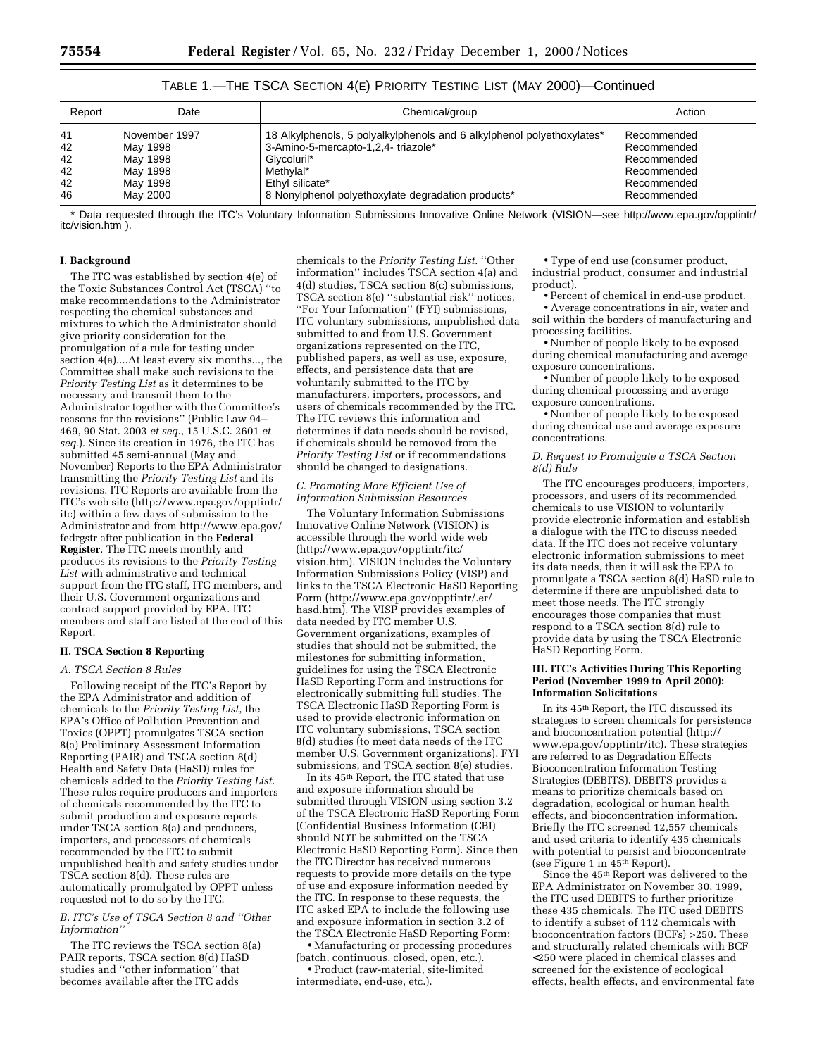TABLE 1.—THE TSCA SECTION 4(E) PRIORITY TESTING LIST (MAY 2000)—Continued

| Report | Date | Chemical/group | Action |
|---|---|---|---|
| 41 | November 1997 | 18 Alkylphenols, 5 polyalkylphenols and 6 alkylphenol polyethoxylates* | Recommended |
| 42 | May 1998 | 3-Amino-5-mercapto-1,2,4- triazole* | Recommended |
| 42 | May 1998 | Glycoluril* | Recommended |
| 42 | May 1998 | Methylal* | Recommended |
| 42 | May 1998 | Ethyl silicate* | Recommended |
| 46 | May 2000 | 8 Nonylphenol polyethoxylate degradation products* | Recommended |

\* Data requested through the ITC's Voluntary Information Submissions Innovative Online Network (VISION—see http://www.epa.gov/opptintr/itc/vision.htm ).

## I. Background

The ITC was established by section 4(e) of the Toxic Substances Control Act (TSCA) ''to make recommendations to the Administrator respecting the chemical substances and mixtures to which the Administrator should give priority consideration for the promulgation of a rule for testing under section 4(a)....At least every six months..., the Committee shall make such revisions to the *Priority Testing List* as it determines to be necessary and transmit them to the Administrator together with the Committee's reasons for the revisions'' (Public Law 94–469, 90 Stat. 2003 *et seq*., 15 U.S.C. 2601 *et seq*.). Since its creation in 1976, the ITC has submitted 45 semi-annual (May and November) Reports to the EPA Administrator transmitting the *Priority Testing List* and its revisions. ITC Reports are available from the ITC's web site (http://www.epa.gov/opptintr/itc) within a few days of submission to the Administrator and from http://www.epa.gov/fedrgstr after publication in the **Federal Register**. The ITC meets monthly and produces its revisions to the *Priority Testing List* with administrative and technical support from the ITC staff, ITC members, and their U.S. Government organizations and contract support provided by EPA. ITC members and staff are listed at the end of this Report.

## II. TSCA Section 8 Reporting

### *A. TSCA Section 8 Rules*

Following receipt of the ITC's Report by the EPA Administrator and addition of chemicals to the *Priority Testing List*, the EPA's Office of Pollution Prevention and Toxics (OPPT) promulgates TSCA section 8(a) Preliminary Assessment Information Reporting (PAIR) and TSCA section 8(d) Health and Safety Data (HaSD) rules for chemicals added to the *Priority Testing List*. These rules require producers and importers of chemicals recommended by the ITC to submit production and exposure reports under TSCA section 8(a) and producers, importers, and processors of chemicals recommended by the ITC to submit unpublished health and safety studies under TSCA section 8(d). These rules are automatically promulgated by OPPT unless requested not to do so by the ITC.

### *B. ITC's Use of TSCA Section 8 and ''Other Information''*

The ITC reviews the TSCA section 8(a) PAIR reports, TSCA section 8(d) HaSD studies and ''other information'' that becomes available after the ITC adds chemicals to the *Priority Testing List*. ''Other information'' includes TSCA section 4(a) and 4(d) studies, TSCA section 8(c) submissions, TSCA section 8(e) ''substantial risk'' notices, ''For Your Information'' (FYI) submissions, ITC voluntary submissions, unpublished data submitted to and from U.S. Government organizations represented on the ITC, published papers, as well as use, exposure, effects, and persistence data that are voluntarily submitted to the ITC by manufacturers, importers, processors, and users of chemicals recommended by the ITC. The ITC reviews this information and determines if data needs should be revised, if chemicals should be removed from the *Priority Testing List* or if recommendations should be changed to designations.

### *C. Promoting More Efficient Use of Information Submission Resources*

The Voluntary Information Submissions Innovative Online Network (VISION) is accessible through the world wide web (http://www.epa.gov/opptintr/itc/vision.htm). VISION includes the Voluntary Information Submissions Policy (VISP) and links to the TSCA Electronic HaSD Reporting Form (http://www.epa.gov/opptintr/.er/hasd.htm). The VISP provides examples of data needed by ITC member U.S. Government organizations, examples of studies that should not be submitted, the milestones for submitting information, guidelines for using the TSCA Electronic HaSD Reporting Form and instructions for electronically submitting full studies. The TSCA Electronic HaSD Reporting Form is used to provide electronic information on ITC voluntary submissions, TSCA section 8(d) studies (to meet data needs of the ITC member U.S. Government organizations), FYI submissions, and TSCA section 8(e) studies.

In its 45th Report, the ITC stated that use and exposure information should be submitted through VISION using section 3.2 of the TSCA Electronic HaSD Reporting Form (Confidential Business Information (CBI) should NOT be submitted on the TSCA Electronic HaSD Reporting Form). Since then the ITC Director has received numerous requests to provide more details on the type of use and exposure information needed by the ITC. In response to these requests, the ITC asked EPA to include the following use and exposure information in section 3.2 of the TSCA Electronic HaSD Reporting Form:

- Manufacturing or processing procedures (batch, continuous, closed, open, etc.).
- Product (raw-material, site-limited intermediate, end-use, etc.).
- Type of end use (consumer product, industrial product, consumer and industrial product).
- Percent of chemical in end-use product.
- Average concentrations in air, water and soil within the borders of manufacturing and processing facilities.
- Number of people likely to be exposed during chemical manufacturing and average exposure concentrations.
- Number of people likely to be exposed during chemical processing and average exposure concentrations.
- Number of people likely to be exposed during chemical use and average exposure concentrations.

### *D. Request to Promulgate a TSCA Section 8(d) Rule*

The ITC encourages producers, importers, processors, and users of its recommended chemicals to use VISION to voluntarily provide electronic information and establish a dialogue with the ITC to discuss needed data. If the ITC does not receive voluntary electronic information submissions to meet its data needs, then it will ask the EPA to promulgate a TSCA section 8(d) HaSD rule to determine if there are unpublished data to meet those needs. The ITC strongly encourages those companies that must respond to a TSCA section 8(d) rule to provide data by using the TSCA Electronic HaSD Reporting Form.

## III. ITC's Activities During This Reporting Period (November 1999 to April 2000): Information Solicitations

In its 45th Report, the ITC discussed its strategies to screen chemicals for persistence and bioconcentration potential (http://www.epa.gov/opptintr/itc). These strategies are referred to as Degradation Effects Bioconcentration Information Testing Strategies (DEBITS). DEBITS provides a means to prioritize chemicals based on degradation, ecological or human health effects, and bioconcentration information. Briefly the ITC screened 12,557 chemicals and used criteria to identify 435 chemicals with potential to persist and bioconcentrate (see Figure 1 in 45th Report).

Since the 45th Report was delivered to the EPA Administrator on November 30, 1999, the ITC used DEBITS to further prioritize these 435 chemicals. The ITC used DEBITS to identify a subset of 112 chemicals with bioconcentration factors (BCFs) >250. These and structurally related chemicals with BCF <250 were placed in chemical classes and screened for the existence of ecological effects, health effects, and environmental fate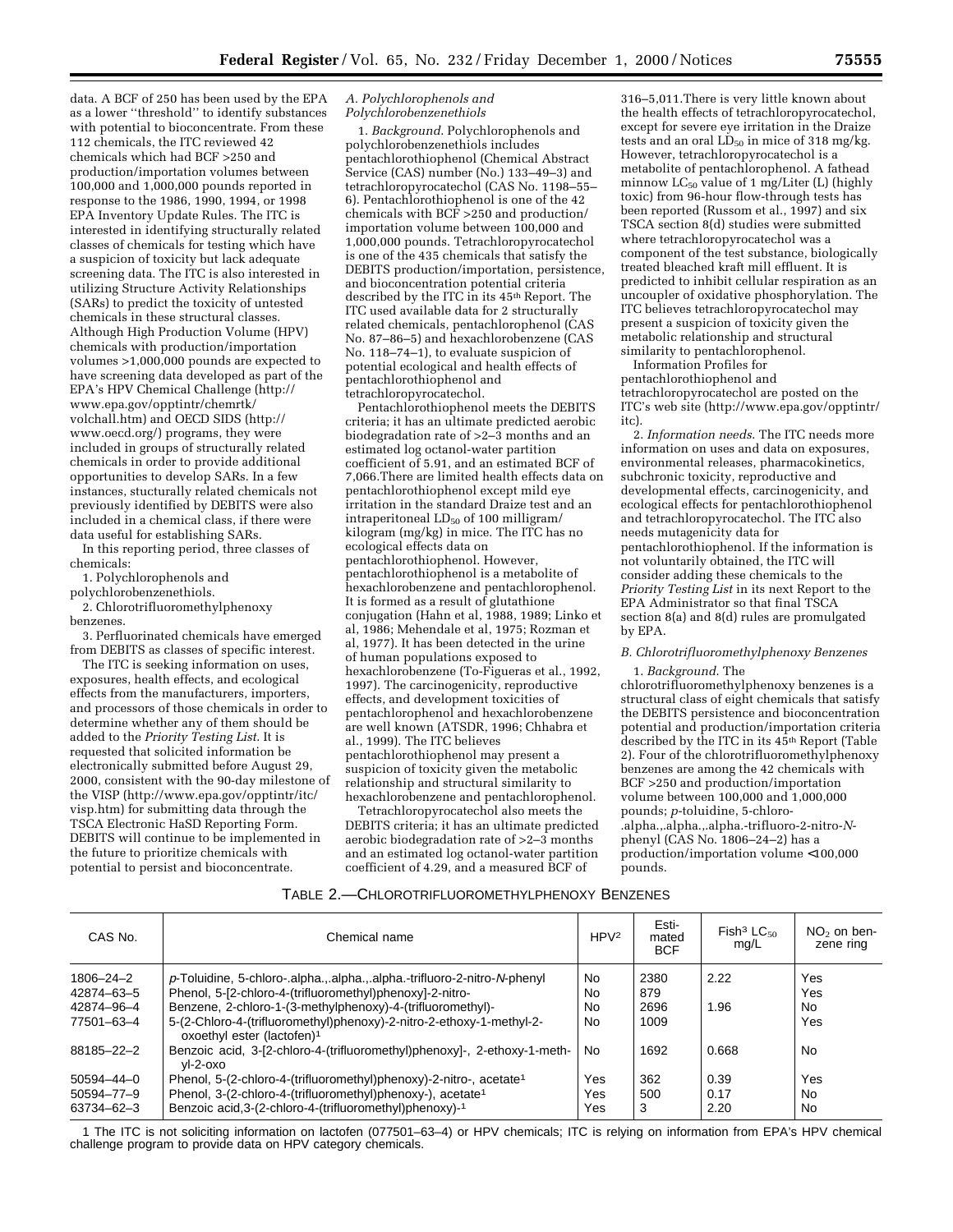data. A BCF of 250 has been used by the EPA as a lower ''threshold'' to identify substances with potential to bioconcentrate. From these 112 chemicals, the ITC reviewed 42 chemicals which had BCF >250 and production/importation volumes between 100,000 and 1,000,000 pounds reported in response to the 1986, 1990, 1994, or 1998 EPA Inventory Update Rules. The ITC is interested in identifying structurally related classes of chemicals for testing which have a suspicion of toxicity but lack adequate screening data. The ITC is also interested in utilizing Structure Activity Relationships (SARs) to predict the toxicity of untested chemicals in these structural classes. Although High Production Volume (HPV) chemicals with production/importation volumes >1,000,000 pounds are expected to have screening data developed as part of the EPA's HPV Chemical Challenge (http://www.epa.gov/opptintr/chemrtk/volchall.htm) and OECD SIDS (http://www.oecd.org/) programs, they were included in groups of structurally related chemicals in order to provide additional opportunities to develop SARs. In a few instances, stucturally related chemicals not previously identified by DEBITS were also included in a chemical class, if there were data useful for establishing SARs.

In this reporting period, three classes of chemicals:

1. Polychlorophenols and polychlorobenzenethiols.
2. Chlorotrifluoromethylphenoxy benzenes.
3. Perfluorinated chemicals have emerged from DEBITS as classes of specific interest.

The ITC is seeking information on uses, exposures, health effects, and ecological effects from the manufacturers, importers, and processors of those chemicals in order to determine whether any of them should be added to the *Priority Testing List*. It is requested that solicited information be electronically submitted before August 29, 2000, consistent with the 90-day milestone of the VISP (http://www.epa.gov/opptintr/itc/visp.htm) for submitting data through the TSCA Electronic HaSD Reporting Form. DEBITS will continue to be implemented in the future to prioritize chemicals with potential to persist and bioconcentrate.

### *A. Polychlorophenols and Polychlorobenzenethiols*

1. *Background*. Polychlorophenols and polychlorobenzenethiols includes pentachlorothiophenol (Chemical Abstract Service (CAS) number (No.) 133–49–3) and tetrachloropyrocatechol (CAS No. 1198–55–6). Pentachlorothiophenol is one of the 42 chemicals with BCF >250 and production/importation volume between 100,000 and 1,000,000 pounds. Tetrachloropyrocatechol is one of the 435 chemicals that satisfy the DEBITS production/importation, persistence, and bioconcentration potential criteria described by the ITC in its 45th Report. The ITC used available data for 2 structurally related chemicals, pentachlorophenol (CAS No. 87–86–5) and hexachlorobenzene (CAS No. 118–74–1), to evaluate suspicion of potential ecological and health effects of pentachlorothiophenol and tetrachloropyrocatechol.

Pentachlorothiophenol meets the DEBITS criteria; it has an ultimate predicted aerobic biodegradation rate of >2–3 months and an estimated log octanol-water partition coefficient of 5.91, and an estimated BCF of 7,066.There are limited health effects data on pentachlorothiophenol except mild eye irritation in the standard Draize test and an intraperitoneal $LD_{50}$ of 100 milligram/kilogram (mg/kg) in mice. The ITC has no ecological effects data on pentachlorothiophenol. However, pentachlorothiophenol is a metabolite of hexachlorobenzene and pentachlorophenol. It is formed as a result of glutathione conjugation (Hahn et al, 1988, 1989; Linko et al, 1986; Mehendale et al, 1975; Rozman et al, 1977). It has been detected in the urine of human populations exposed to hexachlorobenzene (To-Figueras et al., 1992, 1997). The carcinogenicity, reproductive effects, and development toxicities of pentachlorophenol and hexachlorobenzene are well known (ATSDR, 1996; Chhabra et al., 1999). The ITC believes pentachlorothiophenol may present a suspicion of toxicity given the metabolic relationship and structural similarity to hexachlorobenzene and pentachlorophenol.

Tetrachloropyrocatechol also meets the DEBITS criteria; it has an ultimate predicted aerobic biodegradation rate of >2–3 months and an estimated log octanol-water partition coefficient of 4.29, and a measured BCF of 316–5,011.There is very little known about the health effects of tetrachloropyrocatechol, except for severe eye irritation in the Draize tests and an oral $LD_{50}$ in mice of 318 mg/kg. However, tetrachloropyrocatechol is a metabolite of pentachlorophenol. A fathead minnow $LC_{50}$ value of 1 mg/Liter (L) (highly toxic) from 96-hour flow-through tests has been reported (Russom et al., 1997) and six TSCA section 8(d) studies were submitted where tetrachloropyrocatechol was a component of the test substance, biologically treated bleached kraft mill effluent. It is predicted to inhibit cellular respiration as an uncoupler of oxidative phosphorylation. The ITC believes tetrachloropyrocatechol may present a suspicion of toxicity given the metabolic relationship and structural similarity to pentachlorophenol.

Information Profiles for pentachlorothiophenol and tetrachloropyrocatechol are posted on the ITC's web site (http://www.epa.gov/opptintr/itc).

2. *Information needs*. The ITC needs more information on uses and data on exposures, environmental releases, pharmacokinetics, subchronic toxicity, reproductive and developmental effects, carcinogenicity, and ecological effects for pentachlorothiophenol and tetrachloropyrocatechol. The ITC also needs mutagenicity data for pentachlorothiophenol. If the information is not voluntarily obtained, the ITC will consider adding these chemicals to the *Priority Testing List* in its next Report to the EPA Administrator so that final TSCA section 8(a) and 8(d) rules are promulgated by EPA.

### *B. Chlorotrifluoromethylphenoxy Benzenes*

1. *Background*. The chlorotrifluoromethylphenoxy benzenes is a structural class of eight chemicals that satisfy the DEBITS persistence and bioconcentration potential and production/importation criteria described by the ITC in its 45th Report (Table 2). Four of the chlorotrifluoromethylphenoxy benzenes are among the 42 chemicals with BCF >250 and production/importation volume between 100,000 and 1,000,000 pounds; *p*-toluidine, 5-chloro-.alpha.,.alpha.,.alpha.-trifluoro-2-nitro-*N*-phenyl (CAS No. 1806–24–2) has a production/importation volume <100,000 pounds.

TABLE 2.—CHLOROTRIFLUOROMETHYLPHENOXY BENZENES

| CAS No. | Chemical name | HPV[2] | Estimated BCF | Fish[3] $LC_{50}$ mg/L | $NO_2$ on benzene ring |
|---|---|---|---|---|---|
| 1806–24–2 | *p*-Toluidine, 5-chloro-.alpha.,.alpha.,.alpha.-trifluoro-2-nitro-*N*-phenyl | No | 2380 | 2.22 | Yes |
| 42874–63–5 | Phenol, 5-[2-chloro-4-(trifluoromethyl)phenoxy]-2-nitro- | No | 879 | | Yes |
| 42874–96–4 | Benzene, 2-chloro-1-(3-methylphenoxy)-4-(trifluoromethyl)- | No | 2696 | 1.96 | No |
| 77501–63–4 | 5-(2-Chloro-4-(trifluoromethyl)phenoxy)-2-nitro-2-ethoxy-1-methyl-2-oxoethyl ester (lactofen)[1] | No | 1009 | | Yes |
| 88185–22–2 | Benzoic acid, 3-[2-chloro-4-(trifluoromethyl)phenoxy]-, 2-ethoxy-1-methyl-2-oxo | No | 1692 | 0.668 | No |
| 50594–44–0 | Phenol, 5-(2-chloro-4-(trifluoromethyl)phenoxy)-2-nitro-, acetate[1] | Yes | 362 | 0.39 | Yes |
| 50594–77–9 | Phenol, 3-(2-chloro-4-(trifluoromethyl)phenoxy-), acetate[1] | Yes | 500 | 0.17 | No |
| 63734–62–3 | Benzoic acid,3-(2-chloro-4-(trifluoromethyl)phenoxy)-[1] | Yes | 3 | 2.20 | No |

1 The ITC is not soliciting information on lactofen (077501–63–4) or HPV chemicals; ITC is relying on information from EPA's HPV chemical challenge program to provide data on HPV category chemicals.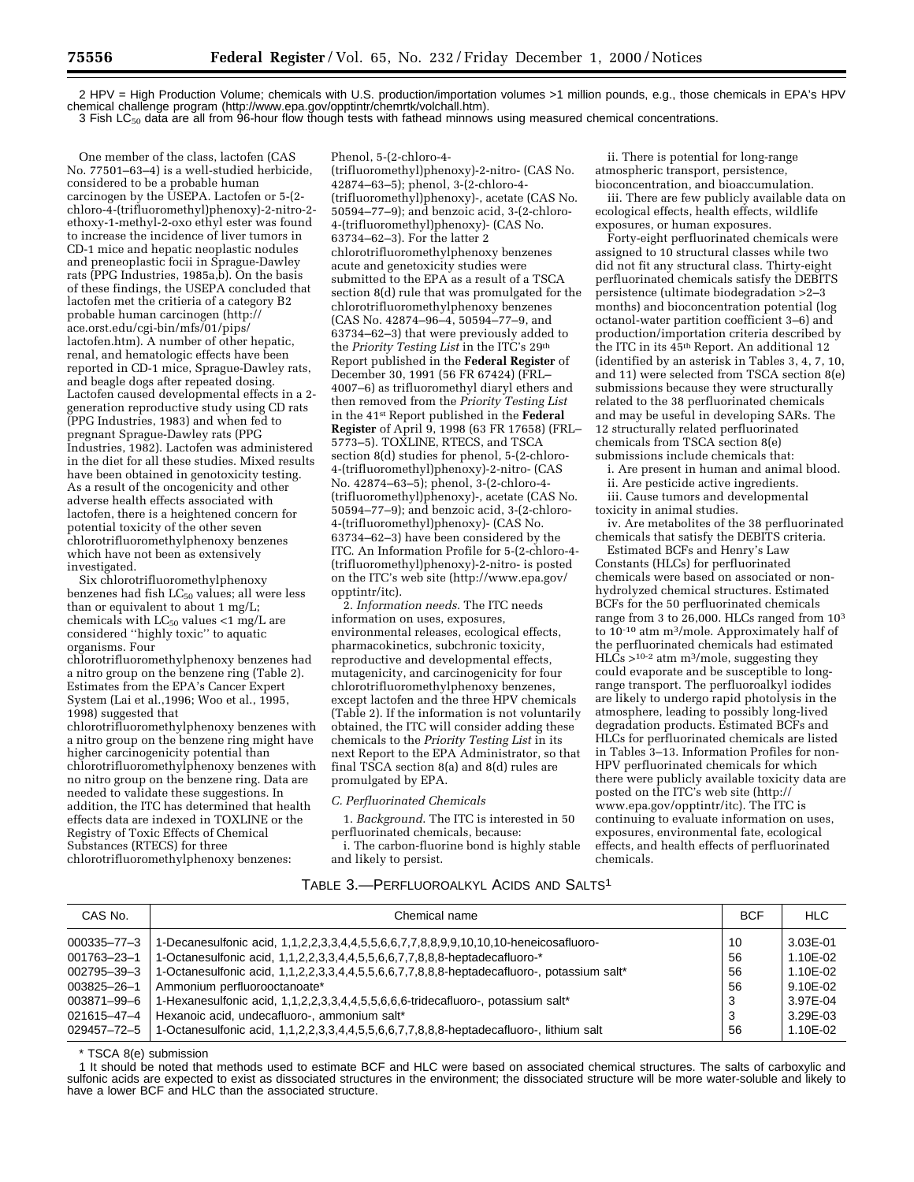2 HPV = High Production Volume; chemicals with U.S. production/importation volumes >1 million pounds, e.g., those chemicals in EPA's HPV chemical challenge program (http://www.epa.gov/opptintr/chemrtk/volchall.htm).

3 Fish $LC_{50}$ data are all from 96-hour flow though tests with fathead minnows using measured chemical concentrations.

One member of the class, lactofen (CAS No. 77501–63–4) is a well-studied herbicide, considered to be a probable human carcinogen by the USEPA. Lactofen or 5-(2-chloro-4-(trifluoromethyl)phenoxy)-2-nitro-2-ethoxy-1-methyl-2-oxo ethyl ester was found to increase the incidence of liver tumors in CD-1 mice and hepatic neoplastic nodules and preneoplastic focii in Sprague-Dawley rats (PPG Industries, 1985a,b). On the basis of these findings, the USEPA concluded that lactofen met the critieria of a category B2 probable human carcinogen (http://ace.orst.edu/cgi-bin/mfs/01/pips/lactofen.htm). A number of other hepatic, renal, and hematologic effects have been reported in CD-1 mice, Sprague-Dawley rats, and beagle dogs after repeated dosing. Lactofen caused developmental effects in a 2-generation reproductive study using CD rats (PPG Industries, 1983) and when fed to pregnant Sprague-Dawley rats (PPG Industries, 1982). Lactofen was administered in the diet for all these studies. Mixed results have been obtained in genotoxicity testing. As a result of the oncogenicity and other adverse health effects associated with lactofen, there is a heightened concern for potential toxicity of the other seven chlorotrifluoromethylphenoxy benzenes which have not been as extensively investigated.

Six chlorotrifluoromethylphenoxy benzenes had fish $LC_{50}$ values; all were less than or equivalent to about 1 mg/L; chemicals with $LC_{50}$ values <1 mg/L are considered ''highly toxic'' to aquatic organisms. Four chlorotrifluoromethylphenoxy benzenes had a nitro group on the benzene ring (Table 2). Estimates from the EPA's Cancer Expert System (Lai et al.,1996; Woo et al., 1995, 1998) suggested that chlorotrifluoromethylphenoxy benzenes with a nitro group on the benzene ring might have higher carcinogenicity potential than chlorotrifluoromethylphenoxy benzenes with no nitro group on the benzene ring. Data are needed to validate these suggestions. In addition, the ITC has determined that health effects data are indexed in TOXLINE or the Registry of Toxic Effects of Chemical Substances (RTECS) for three chlorotrifluoromethylphenoxy benzenes: Phenol, 5-(2-chloro-4-(trifluoromethyl)phenoxy)-2-nitro- (CAS No. 42874–63–5); phenol, 3-(2-chloro-4-(trifluoromethyl)phenoxy)-, acetate (CAS No. 50594–77–9); and benzoic acid, 3-(2-chloro-4-(trifluoromethyl)phenoxy)- (CAS No. 63734–62–3). For the latter 2 chlorotrifluoromethylphenoxy benzenes acute and genetoxicity studies were submitted to the EPA as a result of a TSCA section 8(d) rule that was promulgated for the chlorotrifluoromethylphenoxy benzenes (CAS No. 42874–96–4, 50594–77–9, and 63734–62–3) that were previously added to the *Priority Testing List* in the ITC's 29th Report published in the **Federal Register** of December 30, 1991 (56 FR 67424) (FRL–4007–6) as trifluoromethyl diaryl ethers and then removed from the *Priority Testing List* in the 41st Report published in the **Federal Register** of April 9, 1998 (63 FR 17658) (FRL–5773–5). TOXLINE, RTECS, and TSCA section 8(d) studies for phenol, 5-(2-chloro-4-(trifluoromethyl)phenoxy)-2-nitro- (CAS No. 42874–63–5); phenol, 3-(2-chloro-4-(trifluoromethyl)phenoxy)-, acetate (CAS No. 50594–77–9); and benzoic acid, 3-(2-chloro-4-(trifluoromethyl)phenoxy)- (CAS No. 63734–62–3) have been considered by the ITC. An Information Profile for 5-(2-chloro-4-(trifluoromethyl)phenoxy)-2-nitro- is posted on the ITC's web site (http://www.epa.gov/opptintr/itc).

2. *Information needs.* The ITC needs information on uses, exposures, environmental releases, ecological effects, pharmacokinetics, subchronic toxicity, reproductive and developmental effects, mutagenicity, and carcinogenicity for four chlorotrifluoromethylphenoxy benzenes, except lactofen and the three HPV chemicals (Table 2). If the information is not voluntarily obtained, the ITC will consider adding these chemicals to the *Priority Testing List* in its next Report to the EPA Administrator, so that final TSCA section 8(a) and 8(d) rules are promulgated by EPA.

*C. Perfluorinated Chemicals*

1. *Background.* The ITC is interested in 50 perfluorinated chemicals, because:

i. The carbon-fluorine bond is highly stable and likely to persist.

ii. There is potential for long-range atmospheric transport, persistence, bioconcentration, and bioaccumulation.

iii. There are few publicly available data on ecological effects, health effects, wildlife exposures, or human exposures.

Forty-eight perfluorinated chemicals were assigned to 10 structural classes while two did not fit any structural class. Thirty-eight perfluorinated chemicals satisfy the DEBITS persistence (ultimate biodegradation >2–3 months) and bioconcentration potential (log octanol-water partition coefficient 3–6) and production/importation criteria described by the ITC in its 45th Report. An additional 12 (identified by an asterisk in Tables 3, 4, 7, 10, and 11) were selected from TSCA section 8(e) submissions because they were structurally related to the 38 perfluorinated chemicals and may be useful in developing SARs. The 12 structurally related perfluorinated chemicals from TSCA section 8(e) submissions include chemicals that:

i. Are present in human and animal blood.

ii. Are pesticide active ingredients.

iii. Cause tumors and developmental toxicity in animal studies.

iv. Are metabolites of the 38 perfluorinated chemicals that satisfy the DEBITS criteria.

Estimated BCFs and Henry's Law Constants (HLCs) for perfluorinated chemicals were based on associated or non-hydrolyzed chemical structures. Estimated BCFs for the 50 perfluorinated chemicals range from 3 to 26,000. HLCs ranged from $10^{3}$ to $10^{-10}$ atm $m^3$/mole. Approximately half of the perfluorinated chemicals had estimated HLCs $>10^{-2}$ atm $m^3$/mole, suggesting they could evaporate and be susceptible to long-range transport. The perfluoroalkyl iodides are likely to undergo rapid photolysis in the atmosphere, leading to possibly long-lived degradation products. Estimated BCFs and HLCs for perfluorinated chemicals are listed in Tables 3–13. Information Profiles for non-HPV perfluorinated chemicals for which there were publicly available toxicity data are posted on the ITC's web site (http://www.epa.gov/opptintr/itc). The ITC is continuing to evaluate information on uses, exposures, environmental fate, ecological effects, and health effects of perfluorinated chemicals.

TABLE 3.—PERFLUOROALKYL ACIDS AND SALTS[1]

| CAS No. | Chemical name | BCF | HLC |
|---|---|---|---|
| 000335–77–3 | 1-Decanesulfonic acid, 1,1,2,2,3,3,4,4,5,5,6,6,7,7,8,8,9,9,10,10,10-heneicosafluoro- | 10 | 3.03E-01 |
| 001763–23–1 | 1-Octanesulfonic acid, 1,1,2,2,3,3,4,4,5,5,6,6,7,7,8,8,8-heptadecafluoro-* | 56 | 1.10E-02 |
| 002795–39–3 | 1-Octanesulfonic acid, 1,1,2,2,3,3,4,4,5,5,6,6,7,7,8,8,8-heptadecafluoro-, potassium salt* | 56 | 1.10E-02 |
| 003825–26–1 | Ammonium perfluorooctanoate* | 56 | 9.10E-02 |
| 003871–99–6 | 1-Hexanesulfonic acid, 1,1,2,2,3,3,4,4,5,5,6,6,6-tridecafluoro-, potassium salt* | 3 | 3.97E-04 |
| 021615–47–4 | Hexanoic acid, undecafluoro-, ammonium salt* | 3 | 3.29E-03 |
| 029457–72–5 | 1-Octanesulfonic acid, 1,1,2,2,3,3,4,4,5,5,6,6,7,7,8,8,8-heptadecafluoro-, lithium salt | 56 | 1.10E-02 |

\* TSCA 8(e) submission

1 It should be noted that methods used to estimate BCF and HLC were based on associated chemical structures. The salts of carboxylic and sulfonic acids are expected to exist as dissociated structures in the environment; the dissociated structure will be more water-soluble and likely to have a lower BCF and HLC than the associated structure.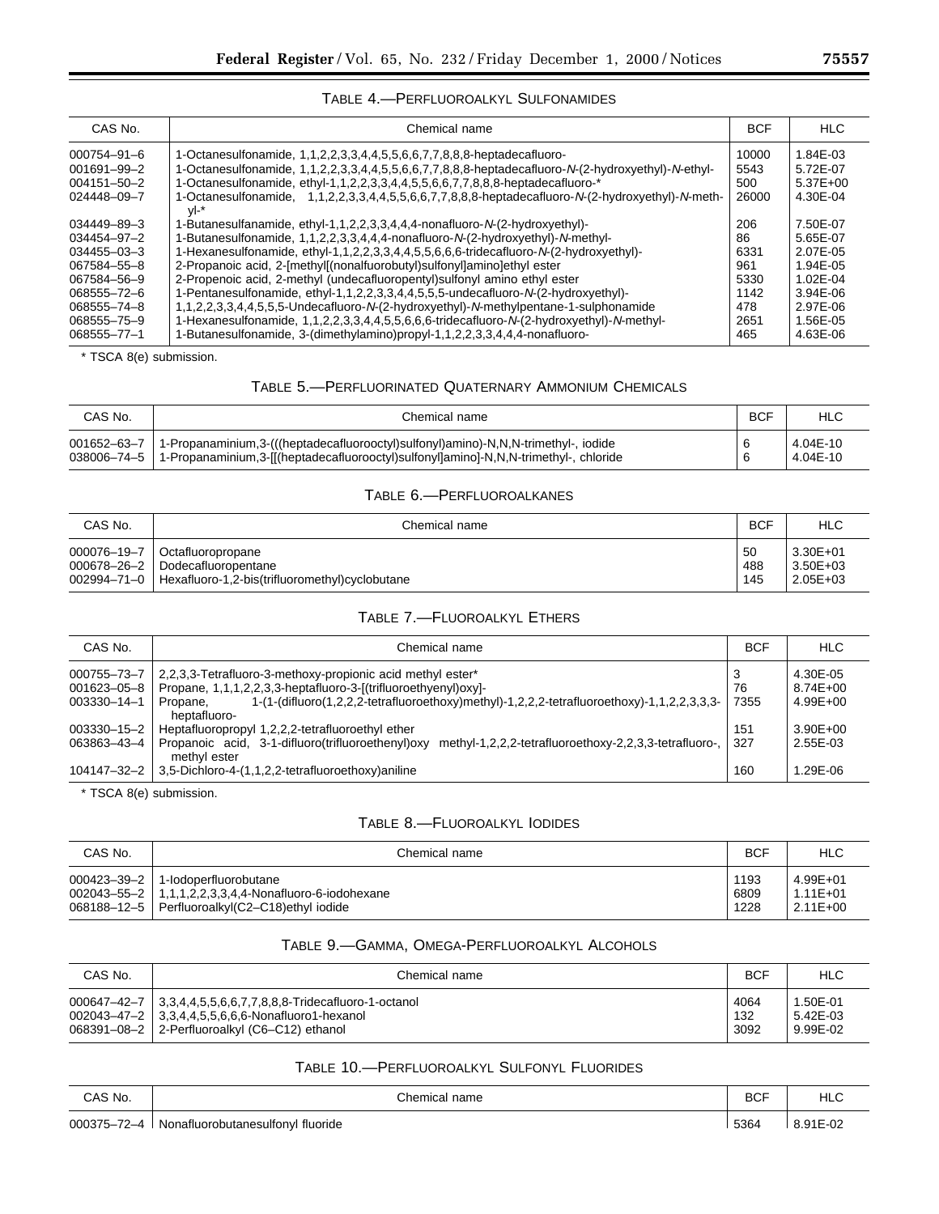### TABLE 4.—PERFLUOROALKYL SULFONAMIDES

| CAS No. | Chemical name | BCF | HLC |
| --- | --- | --- | --- |
| 000754–91–6 | 1-Octanesulfonamide, 1,1,2,2,3,3,4,4,5,5,6,6,7,7,8,8,8-heptadecafluoro- | 10000 | 1.84E-03 |
| 001691–99–2 | 1-Octanesulfonamide, 1,1,2,2,3,3,4,4,5,5,6,6,7,7,8,8,8-heptadecafluoro-*N*-(2-hydroxyethyl)-*N*-ethyl- | 5543 | 5.72E-07 |
| 004151–50–2 | 1-Octanesulfonamide, ethyl-1,1,2,2,3,3,4,4,5,5,6,6,7,7,8,8,8-heptadecafluoro-* | 500 | 5.37E+00 |
| 024448–09–7 | 1-Octanesulfonamide, 1,1,2,2,3,3,4,4,5,5,6,6,7,7,8,8,8-heptadecafluoro-*N*-(2-hydroxyethyl)-*N*-methyl-* | 26000 | 4.30E-04 |
| 034449–89–3 | 1-Butanesulfanamide, ethyl-1,1,2,2,3,3,4,4,4-nonafluoro-*N*-(2-hydroxyethyl)- | 206 | 7.50E-07 |
| 034454–97–2 | 1-Butanesulfonamide, 1,1,2,2,3,3,4,4,4-nonafluoro-*N*-(2-hydroxyethyl)-*N*-methyl- | 86 | 5.65E-07 |
| 034455–03–3 | 1-Hexanesulfonamide, ethyl-1,1,2,2,3,3,4,4,5,5,6,6,6-tridecafluoro-*N*-(2-hydroxyethyl)- | 6331 | 2.07E-05 |
| 067584–55–8 | 2-Propanoic acid, 2-[methyl[(nonalfuorobutyl)sulfonyl]amino]ethyl ester | 961 | 1.94E-05 |
| 067584–56–9 | 2-Propenoic acid, 2-methyl (undecafluoropentyl)sulfonyl amino ethyl ester | 5330 | 1.02E-04 |
| 068555–72–6 | 1-Pentanesulfonamide, ethyl-1,1,2,2,3,3,4,4,5,5,5-undecafluoro-*N*-(2-hydroxyethyl)- | 1142 | 3.94E-06 |
| 068555–74–8 | 1,1,2,2,3,3,4,4,5,5,5-Undecafluoro-*N*-(2-hydroxyethyl)-*N*-methylpentane-1-sulphonamide | 478 | 2.97E-06 |
| 068555–75–9 | 1-Hexanesulfonamide, 1,1,2,2,3,3,4,4,5,5,6,6,6-tridecafluoro-*N*-(2-hydroxyethyl)-*N*-methyl- | 2651 | 1.56E-05 |
| 068555–77–1 | 1-Butanesulfonamide, 3-(dimethylamino)propyl-1,1,2,2,3,3,4,4,4-nonafluoro- | 465 | 4.63E-06 |

* TSCA 8(e) submission.

### TABLE 5.—PERFLUORINATED QUATERNARY AMMONIUM CHEMICALS

| CAS No. | Chemical name | BCF | HLC |
| --- | --- | --- | --- |
| 001652–63–7 | 1-Propanaminium,3-(((heptadecafluorooctyl)sulfonyl)amino)-N,N,N-trimethyl-, iodide | 6 | 4.04E-10 |
| 038006–74–5 | 1-Propanaminium,3-[[(heptadecafluorooctyl)sulfonyl]amino]-N,N,N-trimethyl-, chloride | 6 | 4.04E-10 |

### TABLE 6.—PERFLUOROALKANES

| CAS No. | Chemical name | BCF | HLC |
| --- | --- | --- | --- |
| 000076–19–7 | Octafluoropropane | 50 | 3.30E+01 |
| 000678–26–2 | Dodecafluoropentane | 488 | 3.50E+03 |
| 002994–71–0 | Hexafluoro-1,2-bis(trifluoromethyl)cyclobutane | 145 | 2.05E+03 |

### TABLE 7.—FLUOROALKYL ETHERS

| CAS No. | Chemical name | BCF | HLC |
| --- | --- | --- | --- |
| 000755–73–7 | 2,2,3,3-Tetrafluoro-3-methoxy-propionic acid methyl ester* | 3 | 4.30E-05 |
| 001623–05–8 | Propane, 1,1,1,2,2,3,3-heptafluoro-3-[(trifluoroethyenyl)oxy]- | 76 | 8.74E+00 |
| 003330–14–1 | Propane, 1-(1-(difluoro(1,2,2,2-tetrafluoroethoxy)methyl)-1,2,2,2-tetrafluoroethoxy)-1,1,2,2,3,3,3-heptafluoro- | 7355 | 4.99E+00 |
| 003330–15–2 | Heptafluoropropyl 1,2,2,2-tetrafluoroethyl ether | 151 | 3.90E+00 |
| 063863–43–4 | Propanoic acid, 3-1-difluoro(trifluoroethenyl)oxy methyl-1,2,2,2-tetrafluoroethoxy-2,2,3,3-tetrafluoro-, methyl ester | 327 | 2.55E-03 |
| 104147–32–2 | 3,5-Dichloro-4-(1,1,2,2-tetrafluoroethoxy)aniline | 160 | 1.29E-06 |

* TSCA 8(e) submission.

### TABLE 8.—FLUOROALKYL IODIDES

| CAS No. | Chemical name | BCF | HLC |
| --- | --- | --- | --- |
| 000423–39–2 | 1-Iodoperfluorobutane | 1193 | 4.99E+01 |
| 002043–55–2 | 1,1,1,2,2,3,3,4,4-Nonafluoro-6-iodohexane | 6809 | 1.11E+01 |
| 068188–12–5 | Perfluoroalkyl(C2–C18)ethyl iodide | 1228 | 2.11E+00 |

### TABLE 9.—GAMMA, OMEGA-PERFLUOROALKYL ALCOHOLS

| CAS No. | Chemical name | BCF | HLC |
| --- | --- | --- | --- |
| 000647–42–7 | 3,3,4,4,5,5,6,6,7,7,8,8,8-Tridecafluoro-1-octanol | 4064 | 1.50E-01 |
| 002043–47–2 | 3,3,4,4,5,5,6,6,6-Nonafluoro1-hexanol | 132 | 5.42E-03 |
| 068391–08–2 | 2-Perfluoroalkyl (C6–C12) ethanol | 3092 | 9.99E-02 |

### TABLE 10.—PERFLUOROALKYL SULFONYL FLUORIDES

| CAS No. | Chemical name | BCF | HLC |
| --- | --- | --- | --- |
| 000375–72–4 | Nonafluorobutanesulfonyl fluoride | 5364 | 8.91E-02 |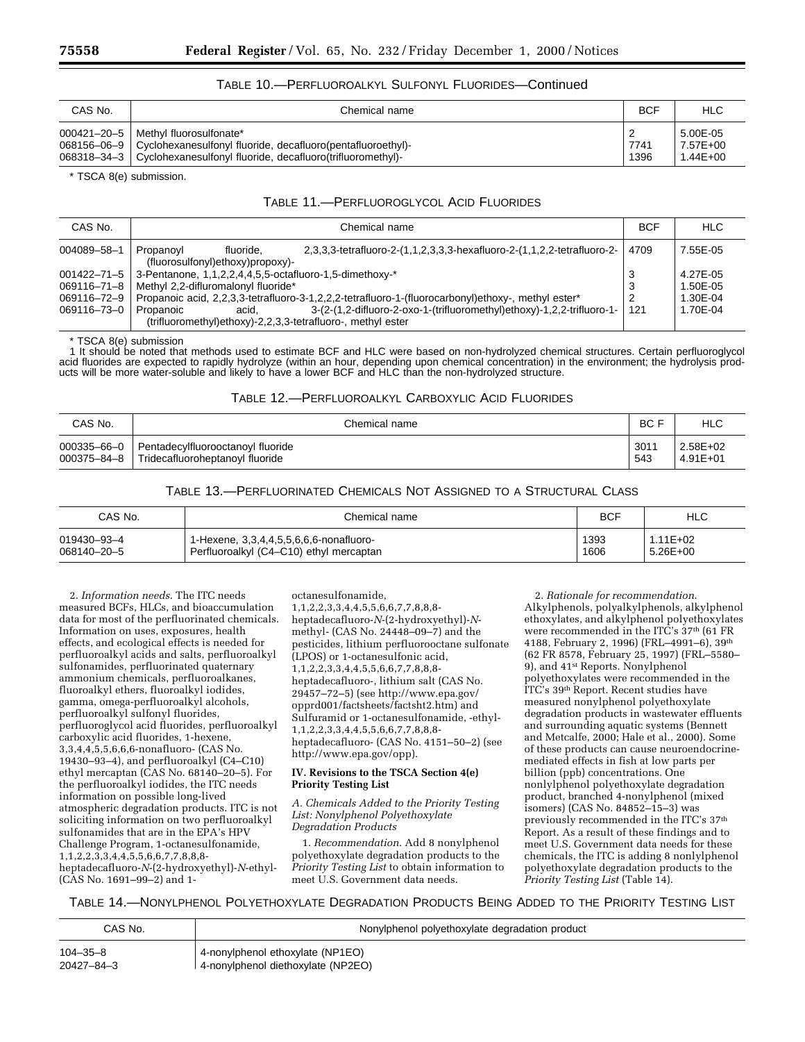### TABLE 10.—PERFLUOROALKYL SULFONYL FLUORIDES—Continued

| CAS No. | Chemical name | BCF | HLC |
|---|---|---|---|
| 000421–20–5 | Methyl fluorosulfonate* | 2 | 5.00E-05 |
| 068156–06–9 | Cyclohexanesulfonyl fluoride, decafluoro(pentafluoroethyl)- | 7741 | 7.57E+00 |
| 068318–34–3 | Cyclohexanesulfonyl fluoride, decafluoro(trifluoromethyl)- | 1396 | 1.44E+00 |

\* TSCA 8(e) submission.

### TABLE 11.—PERFLUOROGLYCOL ACID FLUORIDES

| CAS No. | Chemical name | BCF | HLC |
|---|---|---|---|
| 004089–58–1 | Propanoyl fluoride, 2,3,3,3-tetrafluoro-2-(1,1,2,3,3,3-hexafluoro-2-(1,1,2,2-tetrafluoro-2-(fluorosulfonyl)ethoxy)propoxy)- | 4709 | 7.55E-05 |
| 001422–71–5 | 3-Pentanone, 1,1,2,2,4,4,5,5-octafluoro-1,5-dimethoxy-* | 3 | 4.27E-05 |
| 069116–71–8 | Methyl 2,2-difluromalonyl fluoride* | 3 | 1.50E-05 |
| 069116–72–9 | Propanoic acid, 2,2,3,3-tetrafluoro-3-1,2,2,2-tetrafluoro-1-(fluorocarbonyl)ethoxy-, methyl ester* | 2 | 1.30E-04 |
| 069116–73–0 | Propanoic acid, 3-(2-(1,2-difluoro-2-oxo-1-(trifluoromethyl)ethoxy)-1,2,2-trifluoro-1-(trifluoromethyl)ethoxy)-2,2,3,3-tetrafluoro-, methyl ester | 121 | 1.70E-04 |

\* TSCA 8(e) submission

1 It should be noted that methods used to estimate BCF and HLC were based on non-hydrolyzed chemical structures. Certain perfluoroglycol acid fluorides are expected to rapidly hydrolyze (within an hour, depending upon chemical concentration) in the environment; the hydrolysis products will be more water-soluble and likely to have a lower BCF and HLC than the non-hydrolyzed structure.

### TABLE 12.—PERFLUOROALKYL CARBOXYLIC ACID FLUORIDES

| CAS No. | Chemical name | BC F | HLC |
|---|---|---|---|
| 000335–66–0 | Pentadecylfluorooctanoyl fluoride | 3011 | 2.58E+02 |
| 000375–84–8 | Tridecafluoroheptanoyl fluoride | 543 | 4.91E+01 |

### TABLE 13.—PERFLUORINATED CHEMICALS NOT ASSIGNED TO A STRUCTURAL CLASS

| CAS No. | Chemical name | BCF | HLC |
|---|---|---|---|
| 019430–93–4 | 1-Hexene, 3,3,4,4,5,5,6,6,6-nonafluoro- | 1393 | 1.11E+02 |
| 068140–20–5 | Perfluoroalkyl (C4–C10) ethyl mercaptan | 1606 | 5.26E+00 |

2. *Information needs.* The ITC needs measured BCFs, HLCs, and bioaccumulation data for most of the perfluorinated chemicals. Information on uses, exposures, health effects, and ecological effects is needed for perfluoroalkyl acids and salts, perfluoroalkyl sulfonamides, perfluorinated quaternary ammonium chemicals, perfluoroalkanes, fluoroalkyl ethers, fluoroalkyl iodides, gamma, omega-perfluoroalkyl alcohols, perfluoroalkyl sulfonyl fluorides, perfluoroglycol acid fluorides, perfluoroalkyl carboxylic acid fluorides, 1-hexene, 3,3,4,4,5,5,6,6,6-nonafluoro- (CAS No. 19430–93–4), and perfluoroalkyl (C4–C10) ethyl mercaptan (CAS No. 68140–20–5). For the perfluoroalkyl iodides, the ITC needs information on possible long-lived atmospheric degradation products. ITC is not soliciting information on two perfluoroalkyl sulfonamides that are in the EPA's HPV Challenge Program, 1-octanesulfonamide, 1,1,2,2,3,3,4,4,5,5,6,6,7,7,8,8,8-heptadecafluoro-*N*-(2-hydroxyethyl)-*N*-ethyl- (CAS No. 1691–99–2) and 1-octanesulfonamide, 1,1,2,2,3,3,4,4,5,5,6,6,7,7,8,8,8-heptadecafluoro-*N*-(2-hydroxyethyl)-*N*-methyl- (CAS No. 24448–09–7) and the pesticides, lithium perfluorooctane sulfonate (LPOS) or 1-octanesulfonic acid, 1,1,2,2,3,3,4,4,5,5,6,6,7,7,8,8,8-heptadecafluoro-, lithium salt (CAS No. 29457–72–5) (see http://www.epa.gov/opprd001/factsheets/factsht2.htm) and Sulfuramid or 1-octanesulfonamide, -ethyl-1,1,2,2,3,3,4,4,5,5,6,6,7,7,8,8,8-heptadecafluoro- (CAS No. 4151–50–2) (see http://www.epa.gov/opp).

## IV. Revisions to the TSCA Section 4(e) Priority Testing List

### *A. Chemicals Added to the Priority Testing List: Nonylphenol Polyethoxylate Degradation Products*

1. *Recommendation.* Add 8 nonylphenol polyethoxylate degradation products to the *Priority Testing List* to obtain information to meet U.S. Government data needs.

2. *Rationale for recommendation.* Alkylphenols, polyalkylphenols, alkylphenol ethoxylates, and alkylphenol polyethoxylates were recommended in the ITC's 37th (61 FR 4188, February 2, 1996) (FRL–4991–6), 39th (62 FR 8578, February 25, 1997) (FRL–5580–9), and 41st Reports. Nonylphenol polyethoxylates were recommended in the ITC's 39th Report. Recent studies have measured nonylphenol polyethoxylate degradation products in wastewater effluents and surrounding aquatic systems (Bennett and Metcalfe, 2000; Hale et al., 2000). Some of these products can cause neuroendocrine-mediated effects in fish at low parts per billion (ppb) concentrations. One nonlylphenol polyethoxylate degradation product, branched 4-nonylphenol (mixed isomers) (CAS No. 84852–15–3) was previously recommended in the ITC's 37th Report. As a result of these findings and to meet U.S. Government data needs for these chemicals, the ITC is adding 8 nonlylphenol polyethoxylate degradation products to the *Priority Testing List* (Table 14).

### TABLE 14.—NONYLPHENOL POLYETHOXYLATE DEGRADATION PRODUCTS BEING ADDED TO THE PRIORITY TESTING LIST

| CAS No. | Nonylphenol polyethoxylate degradation product |
|---|---|
| 104–35–8 | 4-nonylphenol ethoxylate (NP1EO) |
| 20427–84–3 | 4-nonylphenol diethoxylate (NP2EO) |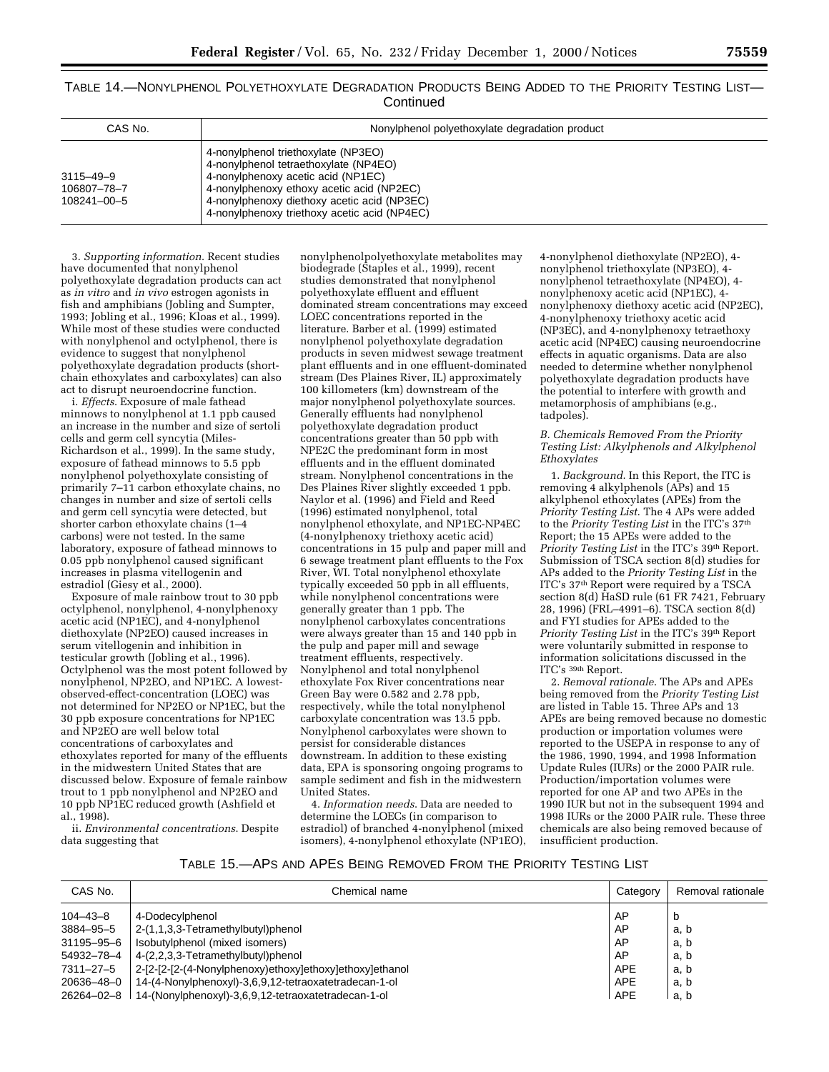TABLE 14.—NONYLPHENOL POLYETHOXYLATE DEGRADATION PRODUCTS BEING ADDED TO THE PRIORITY TESTING LIST—Continued

| CAS No. | Nonylphenol polyethoxylate degradation product |
|---|---|
| | 4-nonylphenol triethoxylate (NP3EO) |
| | 4-nonylphenol tetraethoxylate (NP4EO) |
| 3115–49–9 | 4-nonylphenoxy acetic acid (NP1EC) |
| 106807–78–7 | 4-nonylphenoxy ethoxy acetic acid (NP2EC) |
| 108241–00–5 | 4-nonylphenoxy diethoxy acetic acid (NP3EC) |
| | 4-nonylphenoxy triethoxy acetic acid (NP4EC) |

3. *Supporting information*. Recent studies have documented that nonylphenol polyethoxylate degradation products can act as *in vitro* and *in vivo* estrogen agonists in fish and amphibians (Jobling and Sumpter, 1993; Jobling et al., 1996; Kloas et al., 1999). While most of these studies were conducted with nonylphenol and octylphenol, there is evidence to suggest that nonylphenol polyethoxylate degradation products (short-chain ethoxylates and carboxylates) can also act to disrupt neuroendocrine function.

i. *Effects*. Exposure of male fathead minnows to nonylphenol at 1.1 ppb caused an increase in the number and size of sertoli cells and germ cell syncytia (Miles-Richardson et al., 1999). In the same study, exposure of fathead minnows to 5.5 ppb nonylphenol polyethoxylate consisting of primarily 7–11 carbon ethoxylate chains, no changes in number and size of sertoli cells and germ cell syncytia were detected, but shorter carbon ethoxylate chains (1–4 carbons) were not tested. In the same laboratory, exposure of fathead minnows to 0.05 ppb nonylphenol caused significant increases in plasma vitellogenin and estradiol (Giesy et al., 2000).

Exposure of male rainbow trout to 30 ppb octylphenol, nonylphenol, 4-nonylphenoxy acetic acid (NP1EC), and 4-nonylphenol diethoxylate (NP2EO) caused increases in serum vitellogenin and inhibition in testicular growth (Jobling et al., 1996). Octylphenol was the most potent followed by nonylphenol, NP2EO, and NP1EC. A lowest-observed-effect-concentration (LOEC) was not determined for NP2EO or NP1EC, but the 30 ppb exposure concentrations for NP1EC and NP2EO are well below total concentrations of carboxylates and ethoxylates reported for many of the effluents in the midwestern United States that are discussed below. Exposure of female rainbow trout to 1 ppb nonylphenol and NP2EO and 10 ppb NP1EC reduced growth (Ashfield et al., 1998).

ii. *Environmental concentrations*. Despite data suggesting that nonylphenolpolyethoxylate metabolites may biodegrade (Staples et al., 1999), recent studies demonstrated that nonylphenol polyethoxylate effluent and effluent dominated stream concentrations may exceed LOEC concentrations reported in the literature. Barber et al. (1999) estimated nonylphenol polyethoxylate degradation products in seven midwest sewage treatment plant effluents and in one effluent-dominated stream (Des Plaines River, IL) approximately 100 killometers (km) downstream of the major nonylphenol polyethoxylate sources. Generally effluents had nonylphenol polyethoxylate degradation product concentrations greater than 50 ppb with NPE2C the predominant form in most effluents and in the effluent dominated stream. Nonylphenol concentrations in the Des Plaines River slightly exceeded 1 ppb. Naylor et al. (1996) and Field and Reed (1996) estimated nonylphenol, total nonylphenol ethoxylate, and NP1EC-NP4EC (4-nonylphenoxy triethoxy acetic acid) concentrations in 15 pulp and paper mill and 6 sewage treatment plant effluents to the Fox River, WI. Total nonylphenol ethoxylate typically exceeded 50 ppb in all effluents, while nonylphenol concentrations were generally greater than 1 ppb. The nonylphenol carboxylates concentrations were always greater than 15 and 140 ppb in the pulp and paper mill and sewage treatment effluents, respectively. Nonylphenol and total nonylphenol ethoxylate Fox River concentrations near Green Bay were 0.582 and 2.78 ppb, respectively, while the total nonylphenol carboxylate concentration was 13.5 ppb. Nonylphenol carboxylates were shown to persist for considerable distances downstream. In addition to these existing data, EPA is sponsoring ongoing programs to sample sediment and fish in the midwestern United States.

4. *Information needs*. Data are needed to determine the LOECs (in comparison to estradiol) of branched 4-nonylphenol (mixed isomers), 4-nonylphenol ethoxylate (NP1EO), 4-nonylphenol diethoxylate (NP2EO), 4-nonylphenol triethoxylate (NP3EO), 4-nonylphenol tetraethoxylate (NP4EO), 4-nonylphenoxy acetic acid (NP1EC), 4-nonylphenoxy diethoxy acetic acid (NP2EC), 4-nonylphenoxy triethoxy acetic acid (NP3EC), and 4-nonylphenoxy tetraethoxy acetic acid (NP4EC) causing neuroendocrine effects in aquatic organisms. Data are also needed to determine whether nonylphenol polyethoxylate degradation products have the potential to interfere with growth and metamorphosis of amphibians (e.g., tadpoles).

### *B. Chemicals Removed From the Priority Testing List: Alkylphenols and Alkylphenol Ethoxylates*

1. *Background*. In this Report, the ITC is removing 4 alkylphenols (APs) and 15 alkylphenol ethoxylates (APEs) from the *Priority Testing List*. The 4 APs were added to the *Priority Testing List* in the ITC's 37th Report; the 15 APEs were added to the *Priority Testing List* in the ITC's 39th Report. Submission of TSCA section 8(d) studies for APs added to the *Priority Testing List* in the ITC's 37th Report were required by a TSCA section 8(d) HaSD rule (61 FR 7421, February 28, 1996) (FRL–4991–6). TSCA section 8(d) and FYI studies for APEs added to the *Priority Testing List* in the ITC's 39th Report were voluntarily submitted in response to information solicitations discussed in the ITC's 39th Report.

2. *Removal rationale*. The APs and APEs being removed from the *Priority Testing List* are listed in Table 15. Three APs and 13 APEs are being removed because no domestic production or importation volumes were reported to the USEPA in response to any of the 1986, 1990, 1994, and 1998 Information Update Rules (IURs) or the 2000 PAIR rule. Production/importation volumes were reported for one AP and two APEs in the 1990 IUR but not in the subsequent 1994 and 1998 IURs or the 2000 PAIR rule. These three chemicals are also being removed because of insufficient production.

TABLE 15.—APS AND APES BEING REMOVED FROM THE PRIORITY TESTING LIST

| CAS No. | Chemical name | Category | Removal rationale |
|---|---|---|---|
| 104–43–8 | 4-Dodecylphenol | AP | b |
| 3884–95–5 | 2-(1,1,3,3-Tetramethylbutyl)phenol | AP | a, b |
| 31195–95–6 | Isobutylphenol (mixed isomers) | AP | a, b |
| 54932–78–4 | 4-(2,2,3,3-Tetramethylbutyl)phenol | AP | a, b |
| 7311–27–5 | 2-[2-[2-[2-(4-Nonylphenoxy)ethoxy]ethoxy]ethoxy]ethanol | APE | a, b |
| 20636–48–0 | 14-(4-Nonylphenoxyl)-3,6,9,12-tetraoxatetradecan-1-ol | APE | a, b |
| 26264–02–8 | 14-(Nonylphenoxyl)-3,6,9,12-tetraoxatetradecan-1-ol | APE | a, b |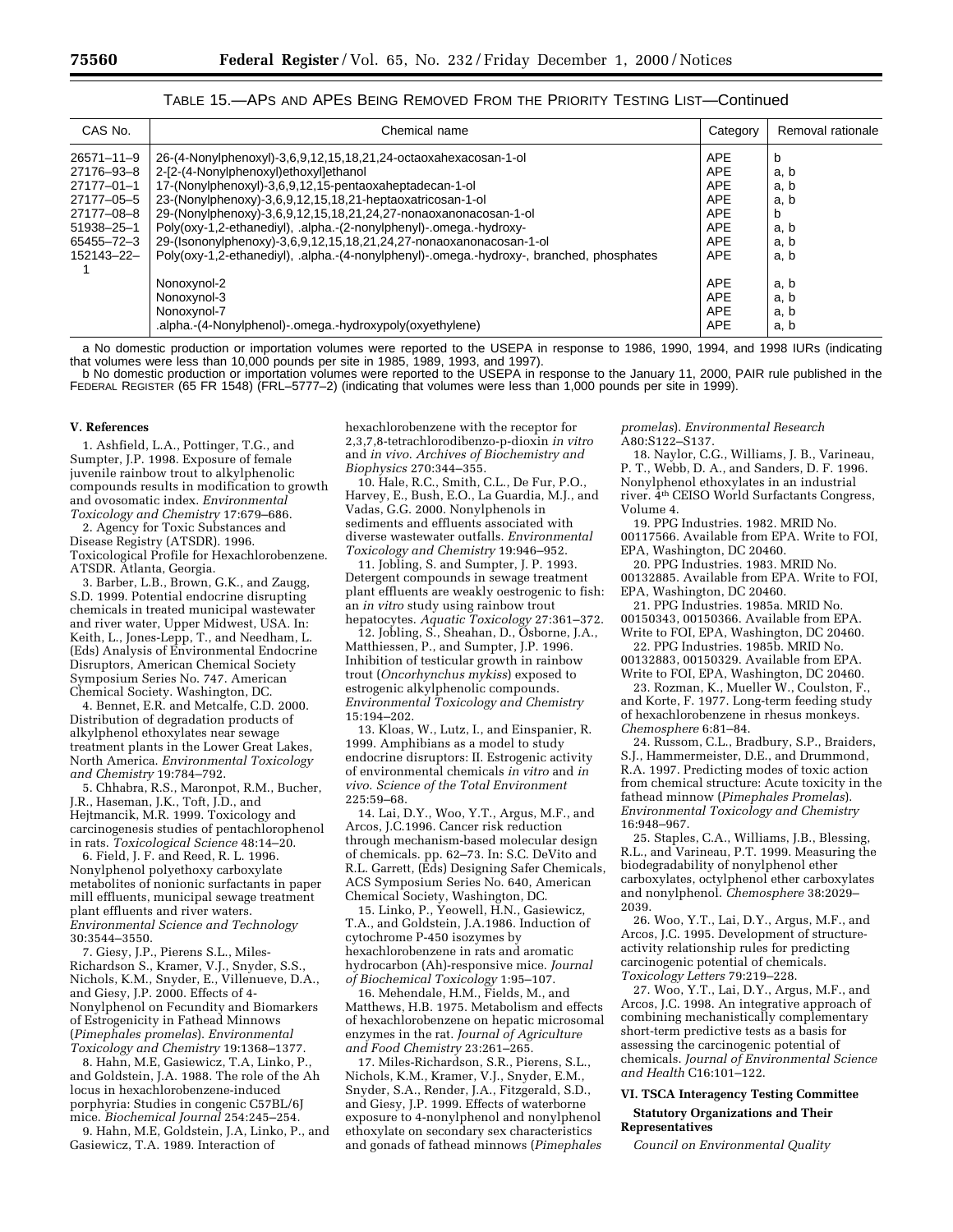TABLE 15.—APS AND APES BEING REMOVED FROM THE PRIORITY TESTING LIST—Continued

| CAS No. | Chemical name | Category | Removal rationale |
| --- | --- | --- | --- |
| 26571–11–9 | 26-(4-Nonylphenoxyl)-3,6,9,12,15,18,21,24-octaoxahexacosan-1-ol | APE | b |
| 27176–93–8 | 2-[2-(4-Nonylphenoxyl)ethoxyl]ethanol | APE | a, b |
| 27177–01–1 | 17-(Nonylphenoxy)-3,6,9,12,15-pentaoxaheptadecan-1-ol | APE | a, b |
| 27177–05–5 | 23-(Nonylphenoxy)-3,6,9,12,15,18,21-heptaoxatricosan-1-ol | APE | a, b |
| 27177–08–8 | 29-(Nonylphenoxy)-3,6,9,12,15,18,21,24,27-nonaoxanonacosan-1-ol | APE | b |
| 51938–25–1 | Poly(oxy-1,2-ethanediyl), .alpha.-(2-nonylphenyl)-.omega.-hydroxy- | APE | a, b |
| 65455–72–3 | 29-(Isononylphenoxy)-3,6,9,12,15,18,21,24,27-nonaoxanonacosan-1-ol | APE | a, b |
| 152143–22–1 | Poly(oxy-1,2-ethanediyl), .alpha.-(4-nonylphenyl)-.omega.-hydroxy-, branched, phosphates | APE | a, b |
|  | Nonoxynol-2 | APE | a, b |
|  | Nonoxynol-3 | APE | a, b |
|  | Nonoxynol-7 | APE | a, b |
|  | .alpha.-(4-Nonylphenol)-.omega.-hydroxypoly(oxyethylene) | APE | a, b |

a No domestic production or importation volumes were reported to the USEPA in response to 1986, 1990, 1994, and 1998 IURs (indicating that volumes were less than 10,000 pounds per site in 1985, 1989, 1993, and 1997).

b No domestic production or importation volumes were reported to the USEPA in response to the January 11, 2000, PAIR rule published in the FEDERAL REGISTER (65 FR 1548) (FRL–5777–2) (indicating that volumes were less than 1,000 pounds per site in 1999).

## V. References

1. Ashfield, L.A., Pottinger, T.G., and Sumpter, J.P. 1998. Exposure of female juvenile rainbow trout to alkylphenolic compounds results in modification to growth and ovosomatic index. *Environmental Toxicology and Chemistry* 17:679–686.

2. Agency for Toxic Substances and Disease Registry (ATSDR). 1996. Toxicological Profile for Hexachlorobenzene. ATSDR. Atlanta, Georgia.

3. Barber, L.B., Brown, G.K., and Zaugg, S.D. 1999. Potential endocrine disrupting chemicals in treated municipal wastewater and river water, Upper Midwest, USA. In: Keith, L., Jones-Lepp, T., and Needham, L. (Eds) Analysis of Environmental Endocrine Disruptors, American Chemical Society Symposium Series No. 747. American Chemical Society. Washington, DC.

4. Bennet, E.R. and Metcalfe, C.D. 2000. Distribution of degradation products of alkylphenol ethoxylates near sewage treatment plants in the Lower Great Lakes, North America. *Environmental Toxicology and Chemistry* 19:784–792.

5. Chhabra, R.S., Maronpot, R.M., Bucher, J.R., Haseman, J.K., Toft, J.D., and Hejtmancik, M.R. 1999. Toxicology and carcinogenesis studies of pentachlorophenol in rats. *Toxicological Science* 48:14–20.

6. Field, J. F. and Reed, R. L. 1996. Nonylphenol polyethoxy carboxylate metabolites of nonionic surfactants in paper mill effluents, municipal sewage treatment plant effluents and river waters. *Environmental Science and Technology* 30:3544–3550.

7. Giesy, J.P., Pierens S.L., Miles-Richardson S., Kramer, V.J., Snyder, S.S., Nichols, K.M., Snyder, E., Villenueve, D.A., and Giesy, J.P. 2000. Effects of 4-Nonylphenol on Fecundity and Biomarkers of Estrogenicity in Fathead Minnows (*Pimephales promelas*). *Environmental Toxicology and Chemistry* 19:1368–1377.

8. Hahn, M.E, Gasiewicz, T.A, Linko, P., and Goldstein, J.A. 1988. The role of the Ah locus in hexachlorobenzene-induced porphyria: Studies in congenic C57BL/6J mice. *Biochemical Journal* 254:245–254.

9. Hahn, M.E, Goldstein, J.A, Linko, P., and Gasiewicz, T.A. 1989. Interaction of hexachlorobenzene with the receptor for 2,3,7,8-tetrachlorodibenzo-p-dioxin *in vitro* and *in vivo*. *Archives of Biochemistry and Biophysics* 270:344–355.

10. Hale, R.C., Smith, C.L., De Fur, P.O., Harvey, E., Bush, E.O., La Guardia, M.J., and Vadas, G.G. 2000. Nonylphenols in sediments and effluents associated with diverse wastewater outfalls. *Environmental Toxicology and Chemistry* 19:946–952.

11. Jobling, S. and Sumpter, J. P. 1993. Detergent compounds in sewage treatment plant effluents are weakly oestrogenic to fish: an *in vitro* study using rainbow trout hepatocytes. *Aquatic Toxicology* 27:361–372.

12. Jobling, S., Sheahan, D., Osborne, J.A., Matthiessen, P., and Sumpter, J.P. 1996. Inhibition of testicular growth in rainbow trout (*Oncorhynchus mykiss*) exposed to estrogenic alkylphenolic compounds. *Environmental Toxicology and Chemistry* 15:194–202.

13. Kloas, W., Lutz, I., and Einspanier, R. 1999. Amphibians as a model to study endocrine disruptors: II. Estrogenic activity of environmental chemicals *in vitro* and *in vivo*. *Science of the Total Environment* 225:59–68.

14. Lai, D.Y., Woo, Y.T., Argus, M.F., and Arcos, J.C.1996. Cancer risk reduction through mechanism-based molecular design of chemicals. pp. 62–73. In: S.C. DeVito and R.L. Garrett, (Eds) Designing Safer Chemicals, ACS Symposium Series No. 640, American Chemical Society, Washington, DC.

15. Linko, P., Yeowell, H.N., Gasiewicz, T.A., and Goldstein, J.A.1986. Induction of cytochrome P-450 isozymes by hexachlorobenzene in rats and aromatic hydrocarbon (Ah)-responsive mice. *Journal of Biochemical Toxicology* 1:95–107.

16. Mehendale, H.M., Fields, M., and Matthews, H.B. 1975. Metabolism and effects of hexachlorobenzene on hepatic microsomal enzymes in the rat. *Journal of Agriculture and Food Chemistry* 23:261–265.

17. Miles-Richardson, S.R., Pierens, S.L., Nichols, K.M., Kramer, V.J., Snyder, E.M., Snyder, S.A., Render, J.A., Fitzgerald, S.D., and Giesy, J.P. 1999. Effects of waterborne exposure to 4-nonylphenol and nonylphenol ethoxylate on secondary sex characteristics and gonads of fathead minnows (*Pimephales promelas*). *Environmental Research* A80:S122–S137.

18. Naylor, C.G., Williams, J. B., Varineau, P. T., Webb, D. A., and Sanders, D. F. 1996. Nonylphenol ethoxylates in an industrial river. 4th CEISO World Surfactants Congress, Volume 4.

19. PPG Industries. 1982. MRID No. 00117566. Available from EPA. Write to FOI, EPA, Washington, DC 20460.

20. PPG Industries. 1983. MRID No. 00132885. Available from EPA. Write to FOI, EPA, Washington, DC 20460.

21. PPG Industries. 1985a. MRID No. 00150343, 00150366. Available from EPA. Write to FOI, EPA, Washington, DC 20460.

22. PPG Industries. 1985b. MRID No. 00132883, 00150329. Available from EPA. Write to FOI, EPA, Washington, DC 20460.

23. Rozman, K., Mueller W., Coulston, F., and Korte, F. 1977. Long-term feeding study of hexachlorobenzene in rhesus monkeys. *Chemosphere* 6:81–84.

24. Russom, C.L., Bradbury, S.P., Braiders, S.J., Hammermeister, D.E., and Drummond, R.A. 1997. Predicting modes of toxic action from chemical structure: Acute toxicity in the fathead minnow (*Pimephales Promelas*). *Environmental Toxicology and Chemistry* 16:948–967.

25. Staples, C.A., Williams, J.B., Blessing, R.L., and Varineau, P.T. 1999. Measuring the biodegradability of nonylphenol ether carboxylates, octylphenol ether carboxylates and nonylphenol. *Chemosphere* 38:2029–2039.

26. Woo, Y.T., Lai, D.Y., Argus, M.F., and Arcos, J.C. 1995. Development of structure-activity relationship rules for predicting carcinogenic potential of chemicals. *Toxicology Letters* 79:219–228.

27. Woo, Y.T., Lai, D.Y., Argus, M.F., and Arcos, J.C. 1998. An integrative approach of combining mechanistically complementary short-term predictive tests as a basis for assessing the carcinogenic potential of chemicals. *Journal of Environmental Science and Health* C16:101–122.

## VI. TSCA Interagency Testing Committee

### Statutory Organizations and Their Representatives

*Council on Environmental Quality*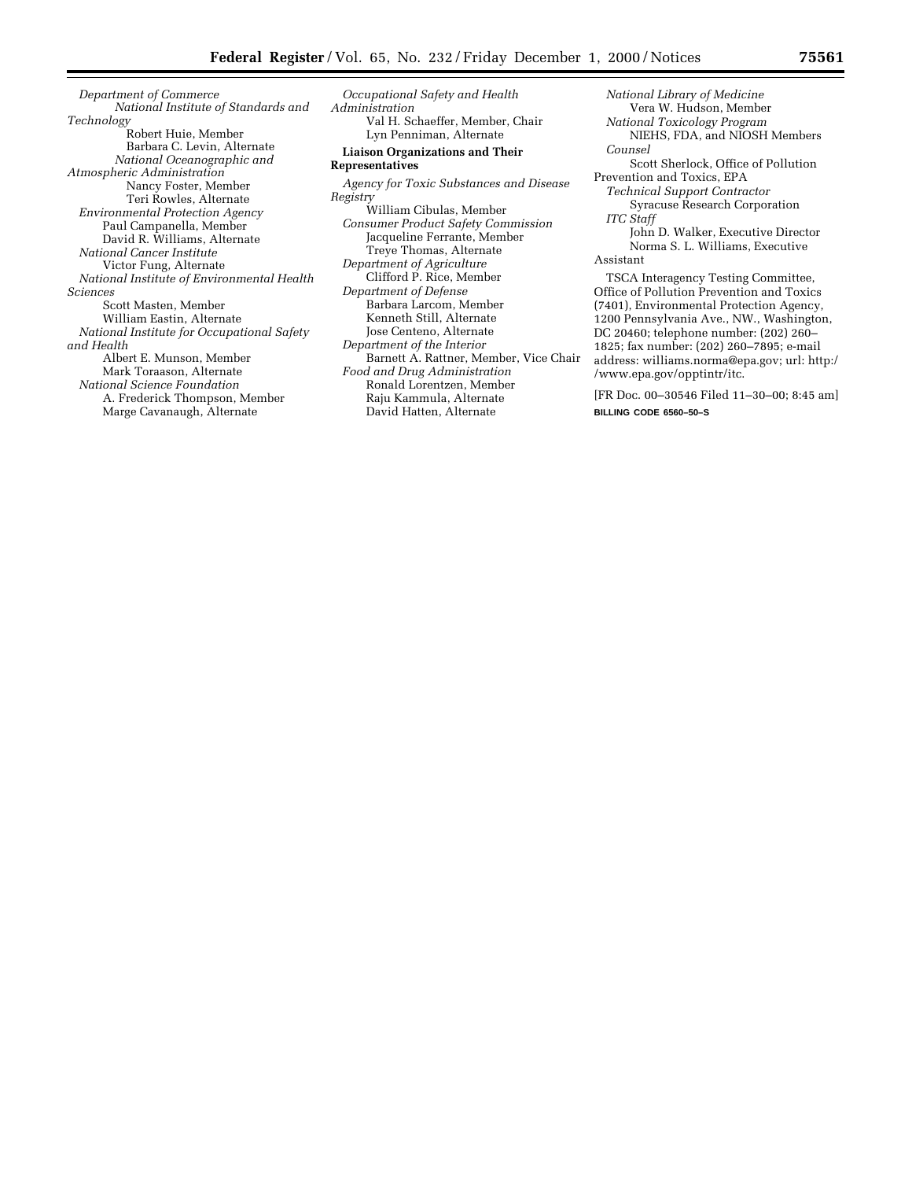*Department of Commerce*

*National Institute of Standards and Technology*

Robert Huie, Member

Barbara C. Levin, Alternate

*National Oceanographic and Atmospheric Administration*

Nancy Foster, Member

Teri Rowles, Alternate

*Environmental Protection Agency*

Paul Campanella, Member

David R. Williams, Alternate

*National Cancer Institute*

Victor Fung, Alternate

*National Institute of Environmental Health Sciences*

Scott Masten, Member

William Eastin, Alternate

*National Institute for Occupational Safety and Health*

Albert E. Munson, Member

Mark Toraason, Alternate

*National Science Foundation*

A. Frederick Thompson, Member

Marge Cavanaugh, Alternate

*Occupational Safety and Health Administration*

Val H. Schaeffer, Member, Chair

Lyn Penniman, Alternate

**Liaison Organizations and Their Representatives**

*Agency for Toxic Substances and Disease Registry*

William Cibulas, Member

*Consumer Product Safety Commission*

Jacqueline Ferrante, Member

Treye Thomas, Alternate

*Department of Agriculture*

Clifford P. Rice, Member

*Department of Defense*

Barbara Larcom, Member

Kenneth Still, Alternate

Jose Centeno, Alternate

*Department of the Interior*

Barnett A. Rattner, Member, Vice Chair

*Food and Drug Administration*

Ronald Lorentzen, Member

Raju Kammula, Alternate

David Hatten, Alternate

*National Library of Medicine*

Vera W. Hudson, Member

*National Toxicology Program*

NIEHS, FDA, and NIOSH Members

*Counsel*

Scott Sherlock, Office of Pollution Prevention and Toxics, EPA

*Technical Support Contractor*

Syracuse Research Corporation

*ITC Staff*

John D. Walker, Executive Director

Norma S. L. Williams, Executive Assistant

TSCA Interagency Testing Committee, Office of Pollution Prevention and Toxics (7401), Environmental Protection Agency, 1200 Pennsylvania Ave., NW., Washington, DC 20460; telephone number: (202) 260–1825; fax number: (202) 260–7895; e-mail address: williams.norma@epa.gov; url: http://www.epa.gov/opptintr/itc.

[FR Doc. 00–30546 Filed 11–30–00; 8:45 am]

**BILLING CODE 6560–50–S**